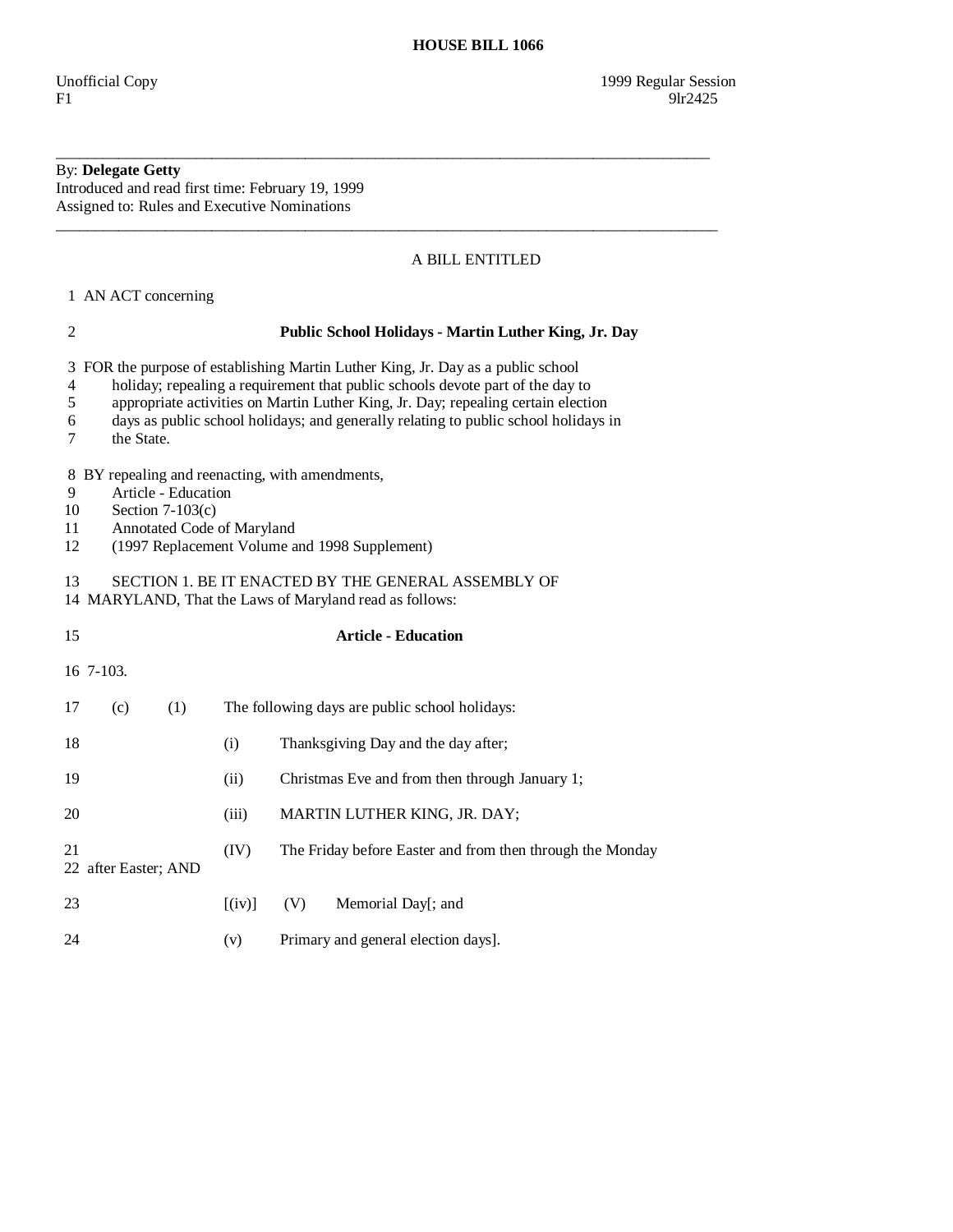# HOUSE BILL 1066

Unofficial Copy 1999 Regular Session
F1 9lr2425

---

By: **Delegate Getty**
Introduced and read first time: February 19, 1999
Assigned to: Rules and Executive Nominations

---

A BILL ENTITLED

1 AN ACT concerning

2 **Public School Holidays - Martin Luther King, Jr. Day**

3 FOR the purpose of establishing Martin Luther King, Jr. Day as a public school
4 holiday; repealing a requirement that public schools devote part of the day to
5 appropriate activities on Martin Luther King, Jr. Day; repealing certain election
6 days as public school holidays; and generally relating to public school holidays in
7 the State.

8 BY repealing and reenacting, with amendments,
9 Article - Education
10 Section 7-103(c)
11 Annotated Code of Maryland
12 (1997 Replacement Volume and 1998 Supplement)

13 SECTION 1. BE IT ENACTED BY THE GENERAL ASSEMBLY OF
14 MARYLAND, That the Laws of Maryland read as follows:

15 **Article - Education**

16 7-103.

17 (c) (1) The following days are public school holidays:

18 (i) Thanksgiving Day and the day after;

19 (ii) Christmas Eve and from then through January 1;

20 (iii) MARTIN LUTHER KING, JR. DAY;

21 (IV) The Friday before Easter and from then through the Monday
22 after Easter; AND

23 [(iv)] (V) Memorial Day[; and

24 (v) Primary and general election days].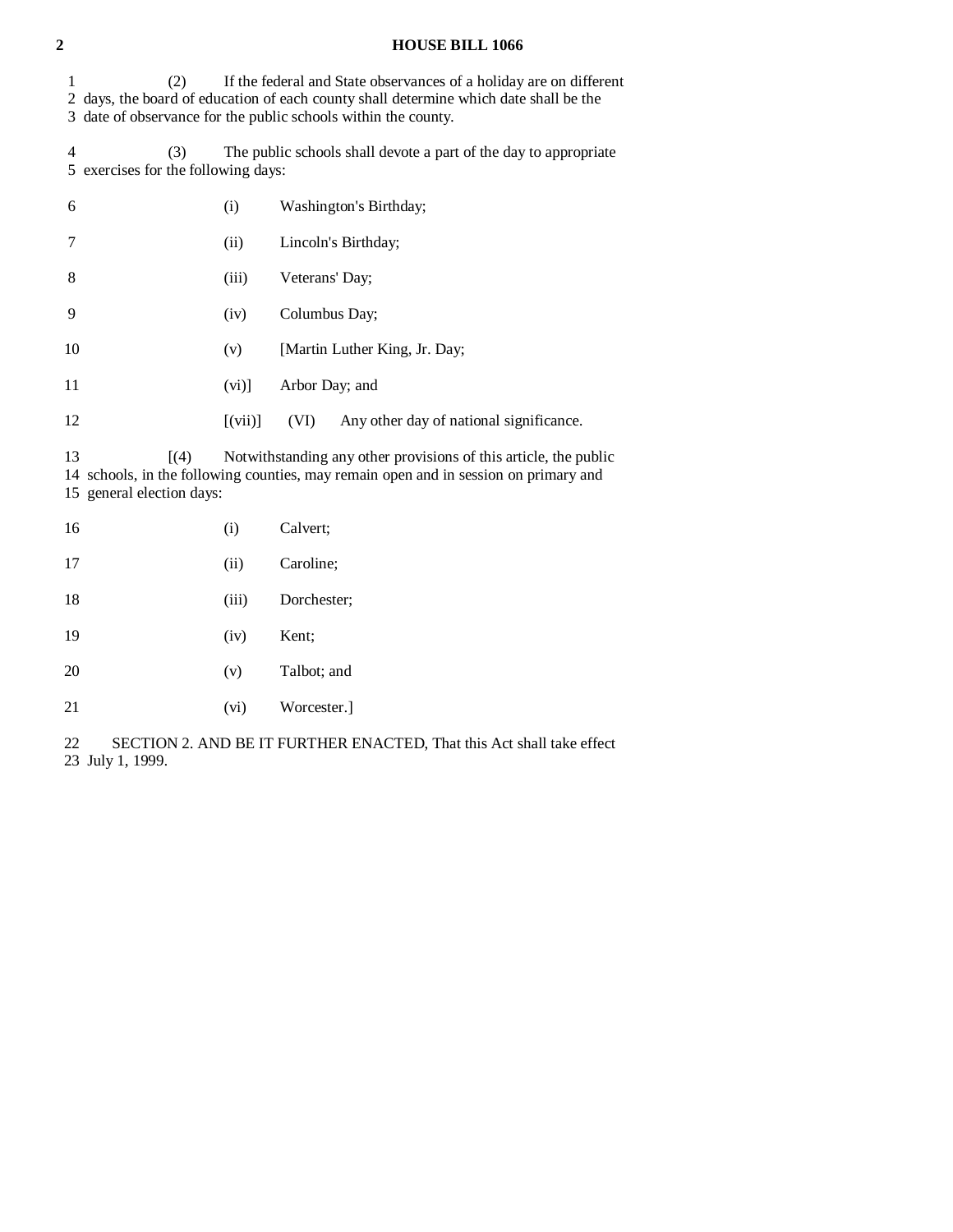(2) If the federal and State observances of a holiday are on different days, the board of education of each county shall determine which date shall be the date of observance for the public schools within the county.

(3) The public schools shall devote a part of the day to appropriate exercises for the following days:

(i) Washington's Birthday;

(ii) Lincoln's Birthday;

(iii) Veterans' Day;

(iv) Columbus Day;

(v) [Martin Luther King, Jr. Day;

(vi)] Arbor Day; and

[(vii)] (VI) Any other day of national significance.

[(4) Notwithstanding any other provisions of this article, the public schools, in the following counties, may remain open and in session on primary and general election days:

(i) Calvert;

(ii) Caroline;

(iii) Dorchester;

(iv) Kent;

(v) Talbot; and

(vi) Worcester.]

SECTION 2. AND BE IT FURTHER ENACTED, That this Act shall take effect July 1, 1999.